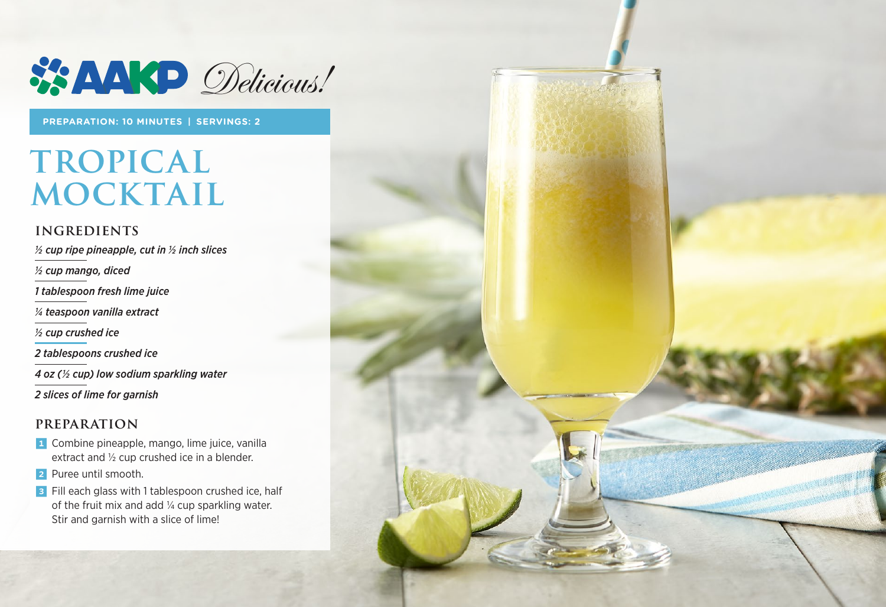AAKP *Delicious!*

**PREPARATION: 10 MINUTES | SERVINGS: 2**

# TROPICAL MOCKTAIL

## INGREDIENTS

*½ cup ripe pineapple, cut in ½ inch slices*

*½ cup mango, diced*

*1 tablespoon fresh lime juice*

*¼ teaspoon vanilla extract*

*½ cup crushed ice*

*2 tablespoons crushed ice*

*4 oz (½ cup) low sodium sparkling water*

*2 slices of lime for garnish*

## PREPARATION

1. Combine pineapple, mango, lime juice, vanilla extract and ½ cup crushed ice in a blender.
2. Puree until smooth.
3. Fill each glass with 1 tablespoon crushed ice, half of the fruit mix and add ¼ cup sparkling water. Stir and garnish with a slice of lime!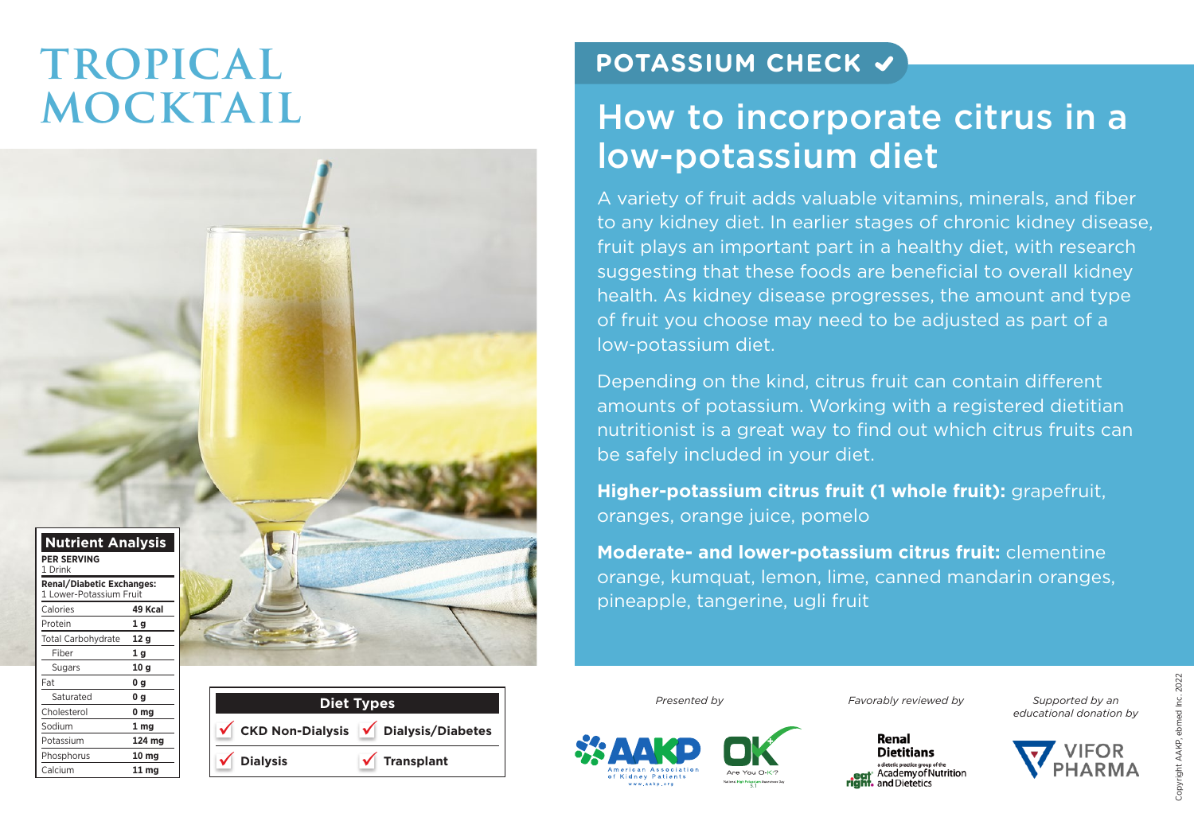# TROPICAL MOCKTAIL

**Nutrient Analysis**

PER SERVING
1 Drink

Renal/Diabetic Exchanges:
1 Lower-Potassium Fruit

| | |
|---|---|
| Calories | 49 Kcal |
| Protein | 1 g |
| Total Carbohydrate | 12 g |
| Fiber | 1 g |
| Sugars | 10 g |
| Fat | 0 g |
| Saturated | 0 g |
| Cholesterol | 0 mg |
| Sodium | 1 mg |
| Potassium | 124 mg |
| Phosphorus | 10 mg |
| Calcium | 11 mg |

**Diet Types**

| | |
|---|---|
| ✓ CKD Non-Dialysis | ✓ Dialysis/Diabetes |
| ✓ Dialysis | ✓ Transplant |

## POTASSIUM CHECK ✓

## How to incorporate citrus in a low-potassium diet

A variety of fruit adds valuable vitamins, minerals, and fiber to any kidney diet. In earlier stages of chronic kidney disease, fruit plays an important part in a healthy diet, with research suggesting that these foods are beneficial to overall kidney health. As kidney disease progresses, the amount and type of fruit you choose may need to be adjusted as part of a low-potassium diet.

Depending on the kind, citrus fruit can contain different amounts of potassium. Working with a registered dietitian nutritionist is a great way to find out which citrus fruits can be safely included in your diet.

**Higher-potassium citrus fruit (1 whole fruit):** grapefruit, oranges, orange juice, pomelo

**Moderate- and lower-potassium citrus fruit:** clementine orange, kumquat, lemon, lime, canned mandarin oranges, pineapple, tangerine, ugli fruit

*Presented by*

AAKP American Association of Kidney Patients www.aakp.org

OK Are You O-K+?

*Favorably reviewed by*

Renal Dietitians a dietetic practice group of the eat right. Academy of Nutrition and Dietetics

*Supported by an educational donation by*

VIFOR PHARMA

Copyright AAKP, ebmed Inc. 2022